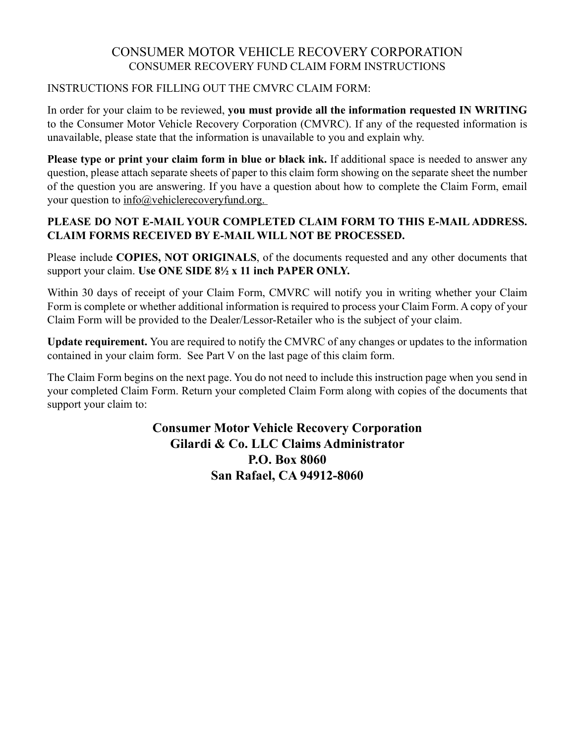# CONSUMER MOTOR VEHICLE RECOVERY CORPORATION

## CONSUMER RECOVERY FUND CLAIM FORM INSTRUCTIONS

INSTRUCTIONS FOR FILLING OUT THE CMVRC CLAIM FORM:

In order for your claim to be reviewed, **you must provide all the information requested IN WRITING** to the Consumer Motor Vehicle Recovery Corporation (CMVRC). If any of the requested information is unavailable, please state that the information is unavailable to you and explain why.

**Please type or print your claim form in blue or black ink.** If additional space is needed to answer any question, please attach separate sheets of paper to this claim form showing on the separate sheet the number of the question you are answering. If you have a question about how to complete the Claim Form, email your question to info@vehiclerecoveryfund.org.

**PLEASE DO NOT E-MAIL YOUR COMPLETED CLAIM FORM TO THIS E-MAIL ADDRESS. CLAIM FORMS RECEIVED BY E-MAIL WILL NOT BE PROCESSED.**

Please include **COPIES, NOT ORIGINALS**, of the documents requested and any other documents that support your claim. **Use ONE SIDE 8½ x 11 inch PAPER ONLY.**

Within 30 days of receipt of your Claim Form, CMVRC will notify you in writing whether your Claim Form is complete or whether additional information is required to process your Claim Form. A copy of your Claim Form will be provided to the Dealer/Lessor-Retailer who is the subject of your claim.

**Update requirement.** You are required to notify the CMVRC of any changes or updates to the information contained in your claim form. See Part V on the last page of this claim form.

The Claim Form begins on the next page. You do not need to include this instruction page when you send in your completed Claim Form. Return your completed Claim Form along with copies of the documents that support your claim to:

**Consumer Motor Vehicle Recovery Corporation**
**Gilardi & Co. LLC Claims Administrator**
**P.O. Box 8060**
**San Rafael, CA 94912-8060**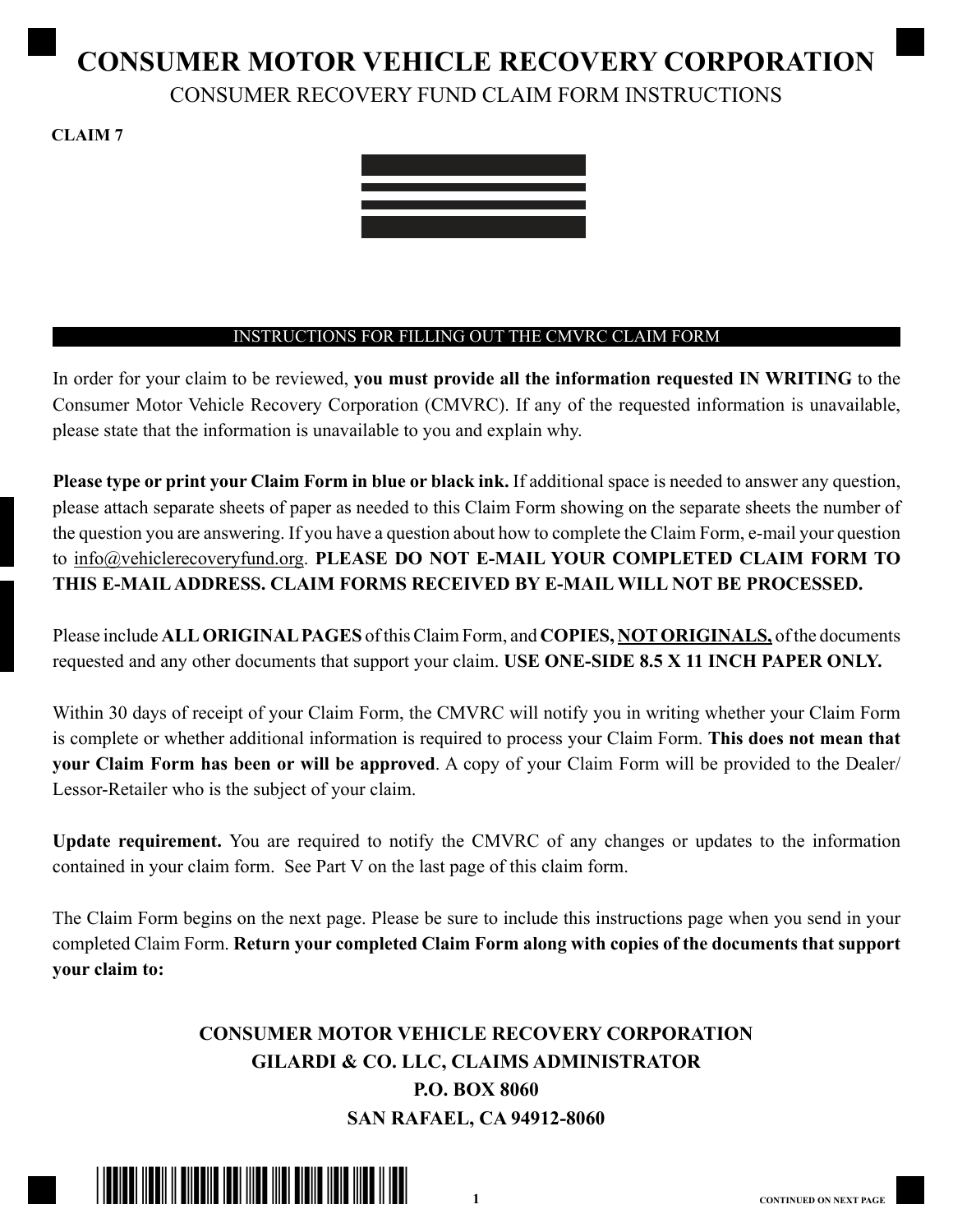# CONSUMER MOTOR VEHICLE RECOVERY CORPORATION

## CONSUMER RECOVERY FUND CLAIM FORM INSTRUCTIONS

**CLAIM 7**

### INSTRUCTIONS FOR FILLING OUT THE CMVRC CLAIM FORM

In order for your claim to be reviewed, **you must provide all the information requested IN WRITING** to the Consumer Motor Vehicle Recovery Corporation (CMVRC). If any of the requested information is unavailable, please state that the information is unavailable to you and explain why.

**Please type or print your Claim Form in blue or black ink.** If additional space is needed to answer any question, please attach separate sheets of paper as needed to this Claim Form showing on the separate sheets the number of the question you are answering. If you have a question about how to complete the Claim Form, e-mail your question to info@vehiclerecoveryfund.org. **PLEASE DO NOT E-MAIL YOUR COMPLETED CLAIM FORM TO THIS E-MAIL ADDRESS. CLAIM FORMS RECEIVED BY E-MAIL WILL NOT BE PROCESSED.**

Please include **ALL ORIGINAL PAGES** of this Claim Form, and **COPIES, NOT ORIGINALS,** of the documents requested and any other documents that support your claim. **USE ONE-SIDE 8.5 X 11 INCH PAPER ONLY.**

Within 30 days of receipt of your Claim Form, the CMVRC will notify you in writing whether your Claim Form is complete or whether additional information is required to process your Claim Form. **This does not mean that your Claim Form has been or will be approved**. A copy of your Claim Form will be provided to the Dealer/Lessor-Retailer who is the subject of your claim.

**Update requirement.** You are required to notify the CMVRC of any changes or updates to the information contained in your claim form. See Part V on the last page of this claim form.

The Claim Form begins on the next page. Please be sure to include this instructions page when you send in your completed Claim Form. **Return your completed Claim Form along with copies of the documents that support your claim to:**

**CONSUMER MOTOR VEHICLE RECOVERY CORPORATION**
**GILARDI & CO. LLC, CLAIMS ADMINISTRATOR**
**P.O. BOX 8060**
**SAN RAFAEL, CA 94912-8060**

CONTINUED ON NEXT PAGE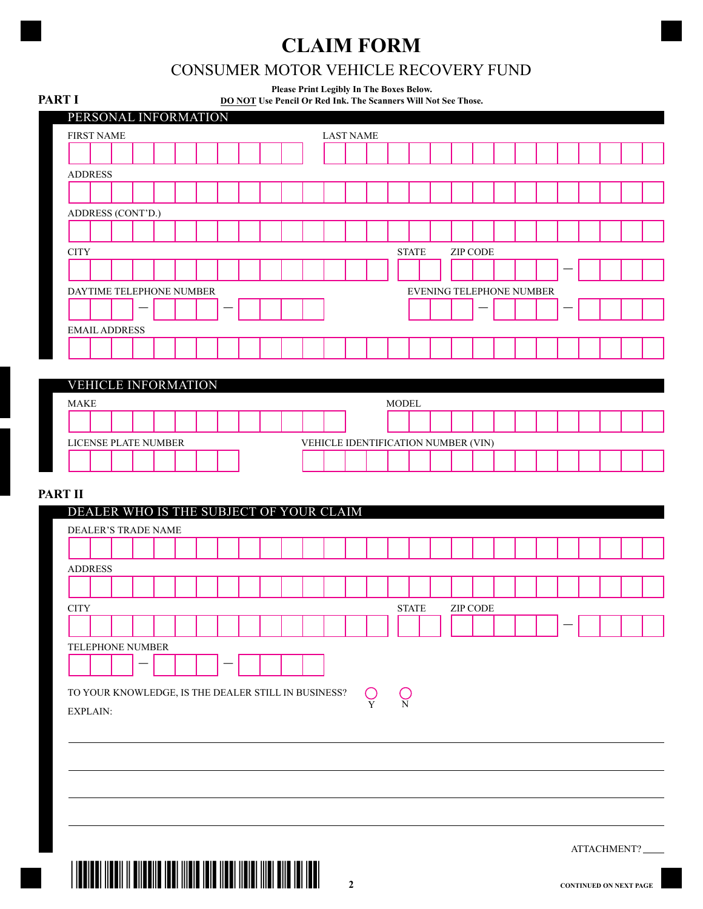# CLAIM FORM

## CONSUMER MOTOR VEHICLE RECOVERY FUND

**Please Print Legibly In The Boxes Below.**
**DO NOT Use Pencil Or Red Ink. The Scanners Will Not See Those.**

**PART I**

### PERSONAL INFORMATION

FIRST NAME

LAST NAME

ADDRESS

ADDRESS (CONT'D.)

CITY

STATE

ZIP CODE —

DAYTIME TELEPHONE NUMBER — —

EVENING TELEPHONE NUMBER — —

EMAIL ADDRESS

### VEHICLE INFORMATION

MAKE

MODEL

LICENSE PLATE NUMBER

VEHICLE IDENTIFICATION NUMBER (VIN)

**PART II**

### DEALER WHO IS THE SUBJECT OF YOUR CLAIM

DEALER'S TRADE NAME

ADDRESS

CITY

STATE

ZIP CODE —

TELEPHONE NUMBER — —

TO YOUR KNOWLEDGE, IS THE DEALER STILL IN BUSINESS? ○ Y ○ N

EXPLAIN:

\_\_\_\_\_\_\_\_\_\_\_\_\_\_\_\_\_\_\_\_\_\_\_\_\_\_\_\_\_\_\_\_\_\_\_\_\_\_\_\_\_\_\_\_\_\_\_\_\_\_\_\_\_\_\_\_\_\_\_\_\_\_\_\_\_\_\_\_\_\_\_\_

\_\_\_\_\_\_\_\_\_\_\_\_\_\_\_\_\_\_\_\_\_\_\_\_\_\_\_\_\_\_\_\_\_\_\_\_\_\_\_\_\_\_\_\_\_\_\_\_\_\_\_\_\_\_\_\_\_\_\_\_\_\_\_\_\_\_\_\_\_\_\_\_

\_\_\_\_\_\_\_\_\_\_\_\_\_\_\_\_\_\_\_\_\_\_\_\_\_\_\_\_\_\_\_\_\_\_\_\_\_\_\_\_\_\_\_\_\_\_\_\_\_\_\_\_\_\_\_\_\_\_\_\_\_\_\_\_\_\_\_\_\_\_\_\_

\_\_\_\_\_\_\_\_\_\_\_\_\_\_\_\_\_\_\_\_\_\_\_\_\_\_\_\_\_\_\_\_\_\_\_\_\_\_\_\_\_\_\_\_\_\_\_\_\_\_\_\_\_\_\_\_\_\_\_\_\_\_\_\_\_\_\_\_\_\_\_\_

ATTACHMENT? \_\_\_\_

CONTINUED ON NEXT PAGE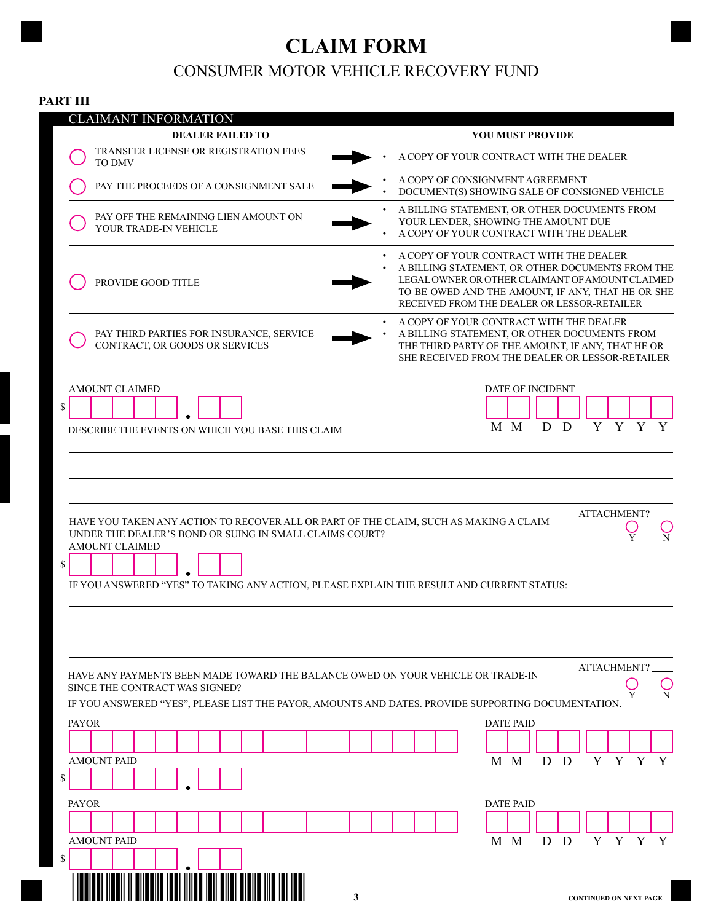# CLAIM FORM

## CONSUMER MOTOR VEHICLE RECOVERY FUND

### PART III

**CLAIMANT INFORMATION**

| DEALER FAILED TO | YOU MUST PROVIDE |
|---|---|
| ○ TRANSFER LICENSE OR REGISTRATION FEES TO DMV | • A COPY OF YOUR CONTRACT WITH THE DEALER |
| ○ PAY THE PROCEEDS OF A CONSIGNMENT SALE | • A COPY OF CONSIGNMENT AGREEMENT<br>• DOCUMENT(S) SHOWING SALE OF CONSIGNED VEHICLE |
| ○ PAY OFF THE REMAINING LIEN AMOUNT ON YOUR TRADE-IN VEHICLE | • A BILLING STATEMENT, OR OTHER DOCUMENTS FROM YOUR LENDER, SHOWING THE AMOUNT DUE<br>• A COPY OF YOUR CONTRACT WITH THE DEALER |
| ○ PROVIDE GOOD TITLE | • A COPY OF YOUR CONTRACT WITH THE DEALER<br>• A BILLING STATEMENT, OR OTHER DOCUMENTS FROM THE LEGAL OWNER OR OTHER CLAIMANT OF AMOUNT CLAIMED TO BE OWED AND THE AMOUNT, IF ANY, THAT HE OR SHE RECEIVED FROM THE DEALER OR LESSOR-RETAILER |
| ○ PAY THIRD PARTIES FOR INSURANCE, SERVICE CONTRACT, OR GOODS OR SERVICES | • A COPY OF YOUR CONTRACT WITH THE DEALER<br>• A BILLING STATEMENT, OR OTHER DOCUMENTS FROM THE THIRD PARTY OF THE AMOUNT, IF ANY, THAT HE OR SHE RECEIVED FROM THE DEALER OR LESSOR-RETAILER |

AMOUNT CLAIMED

$ ☐☐☐☐☐ . ☐☐

DATE OF INCIDENT

☐☐ ☐☐ ☐☐☐☐
M M D D Y Y Y Y

DESCRIBE THE EVENTS ON WHICH YOU BASE THIS CLAIM

_______________________________________________

_______________________________________________

_______________________________________________

ATTACHMENT? ____

HAVE YOU TAKEN ANY ACTION TO RECOVER ALL OR PART OF THE CLAIM, SUCH AS MAKING A CLAIM UNDER THE DEALER'S BOND OR SUING IN SMALL CLAIMS COURT? ○ Y ○ N

AMOUNT CLAIMED

$ ☐☐☐☐☐ . ☐☐

IF YOU ANSWERED "YES" TO TAKING ANY ACTION, PLEASE EXPLAIN THE RESULT AND CURRENT STATUS:

_______________________________________________

_______________________________________________

_______________________________________________

ATTACHMENT? ____

HAVE ANY PAYMENTS BEEN MADE TOWARD THE BALANCE OWED ON YOUR VEHICLE OR TRADE-IN SINCE THE CONTRACT WAS SIGNED? ○ Y ○ N

IF YOU ANSWERED "YES", PLEASE LIST THE PAYOR, AMOUNTS AND DATES. PROVIDE SUPPORTING DOCUMENTATION.

PAYOR

☐☐☐☐☐☐☐☐☐☐☐☐☐☐☐☐☐☐

DATE PAID

☐☐ ☐☐ ☐☐☐☐
M M D D Y Y Y Y

AMOUNT PAID

$ ☐☐☐☐☐ . ☐☐

PAYOR

☐☐☐☐☐☐☐☐☐☐☐☐☐☐☐☐☐☐

DATE PAID

☐☐ ☐☐ ☐☐☐☐
M M D D Y Y Y Y

AMOUNT PAID

$ ☐☐☐☐☐ . ☐☐

CONTINUED ON NEXT PAGE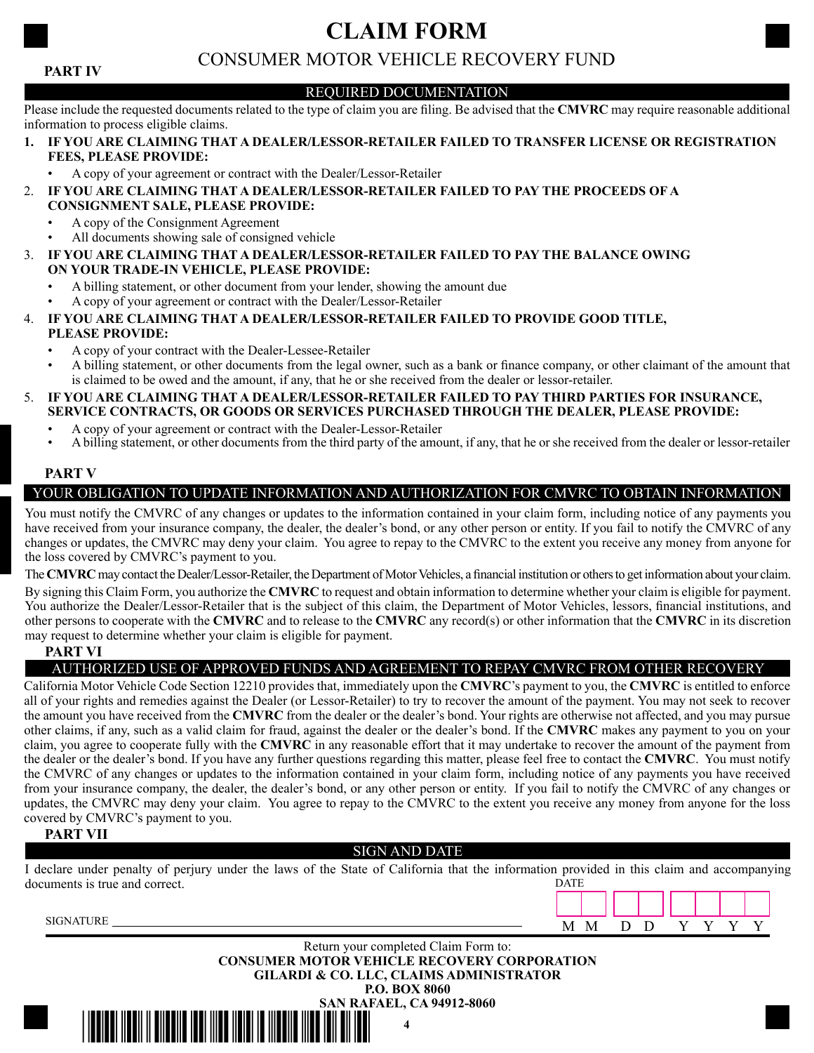# CLAIM FORM

## CONSUMER MOTOR VEHICLE RECOVERY FUND

**PART IV**

### REQUIRED DOCUMENTATION

Please include the requested documents related to the type of claim you are filing. Be advised that the **CMVRC** may require reasonable additional information to process eligible claims.

1. **IF YOU ARE CLAIMING THAT A DEALER/LESSOR-RETAILER FAILED TO TRANSFER LICENSE OR REGISTRATION FEES, PLEASE PROVIDE:**
   - A copy of your agreement or contract with the Dealer/Lessor-Retailer
2. **IF YOU ARE CLAIMING THAT A DEALER/LESSOR-RETAILER FAILED TO PAY THE PROCEEDS OF A CONSIGNMENT SALE, PLEASE PROVIDE:**
   - A copy of the Consignment Agreement
   - All documents showing sale of consigned vehicle
3. **IF YOU ARE CLAIMING THAT A DEALER/LESSOR-RETAILER FAILED TO PAY THE BALANCE OWING ON YOUR TRADE-IN VEHICLE, PLEASE PROVIDE:**
   - A billing statement, or other document from your lender, showing the amount due
   - A copy of your agreement or contract with the Dealer/Lessor-Retailer
4. **IF YOU ARE CLAIMING THAT A DEALER/LESSOR-RETAILER FAILED TO PROVIDE GOOD TITLE, PLEASE PROVIDE:**
   - A copy of your contract with the Dealer-Lessee-Retailer
   - A billing statement, or other documents from the legal owner, such as a bank or finance company, or other claimant of the amount that is claimed to be owed and the amount, if any, that he or she received from the dealer or lessor-retailer.
5. **IF YOU ARE CLAIMING THAT A DEALER/LESSOR-RETAILER FAILED TO PAY THIRD PARTIES FOR INSURANCE, SERVICE CONTRACTS, OR GOODS OR SERVICES PURCHASED THROUGH THE DEALER, PLEASE PROVIDE:**
   - A copy of your agreement or contract with the Dealer-Lessor-Retailer
   - A billing statement, or other documents from the third party of the amount, if any, that he or she received from the dealer or lessor-retailer

**PART V**

### YOUR OBLIGATION TO UPDATE INFORMATION AND AUTHORIZATION FOR CMVRC TO OBTAIN INFORMATION

You must notify the CMVRC of any changes or updates to the information contained in your claim form, including notice of any payments you have received from your insurance company, the dealer, the dealer's bond, or any other person or entity. If you fail to notify the CMVRC of any changes or updates, the CMVRC may deny your claim. You agree to repay to the CMVRC to the extent you receive any money from anyone for the loss covered by CMVRC's payment to you.

The **CMVRC** may contact the Dealer/Lessor-Retailer, the Department of Motor Vehicles, a financial institution or others to get information about your claim.

By signing this Claim Form, you authorize the **CMVRC** to request and obtain information to determine whether your claim is eligible for payment. You authorize the Dealer/Lessor-Retailer that is the subject of this claim, the Department of Motor Vehicles, lessors, financial institutions, and other persons to cooperate with the **CMVRC** and to release to the **CMVRC** any record(s) or other information that the **CMVRC** in its discretion may request to determine whether your claim is eligible for payment.

**PART VI**

### AUTHORIZED USE OF APPROVED FUNDS AND AGREEMENT TO REPAY CMVRC FROM OTHER RECOVERY

California Motor Vehicle Code Section 12210 provides that, immediately upon the **CMVRC**'s payment to you, the **CMVRC** is entitled to enforce all of your rights and remedies against the Dealer (or Lessor-Retailer) to try to recover the amount of the payment. You may not seek to recover the amount you have received from the **CMVRC** from the dealer or the dealer's bond. Your rights are otherwise not affected, and you may pursue other claims, if any, such as a valid claim for fraud, against the dealer or the dealer's bond. If the **CMVRC** makes any payment to you on your claim, you agree to cooperate fully with the **CMVRC** in any reasonable effort that it may undertake to recover the amount of the payment from the dealer or the dealer's bond. If you have any further questions regarding this matter, please feel free to contact the **CMVRC**. You must notify the CMVRC of any changes or updates to the information contained in your claim form, including notice of any payments you have received from your insurance company, the dealer, the dealer's bond, or any other person or entity. If you fail to notify the CMVRC of any changes or updates, the CMVRC may deny your claim. You agree to repay to the CMVRC to the extent you receive any money from anyone for the loss covered by CMVRC's payment to you.

**PART VII**

### SIGN AND DATE

I declare under penalty of perjury under the laws of the State of California that the information provided in this claim and accompanying documents is true and correct.

SIGNATURE ______________________________

DATE: M M / D D / Y Y Y Y

Return your completed Claim Form to:
**CONSUMER MOTOR VEHICLE RECOVERY CORPORATION**
**GILARDI & CO. LLC, CLAIMS ADMINISTRATOR**
**P.O. BOX 8060**
**SAN RAFAEL, CA 94912-8060**